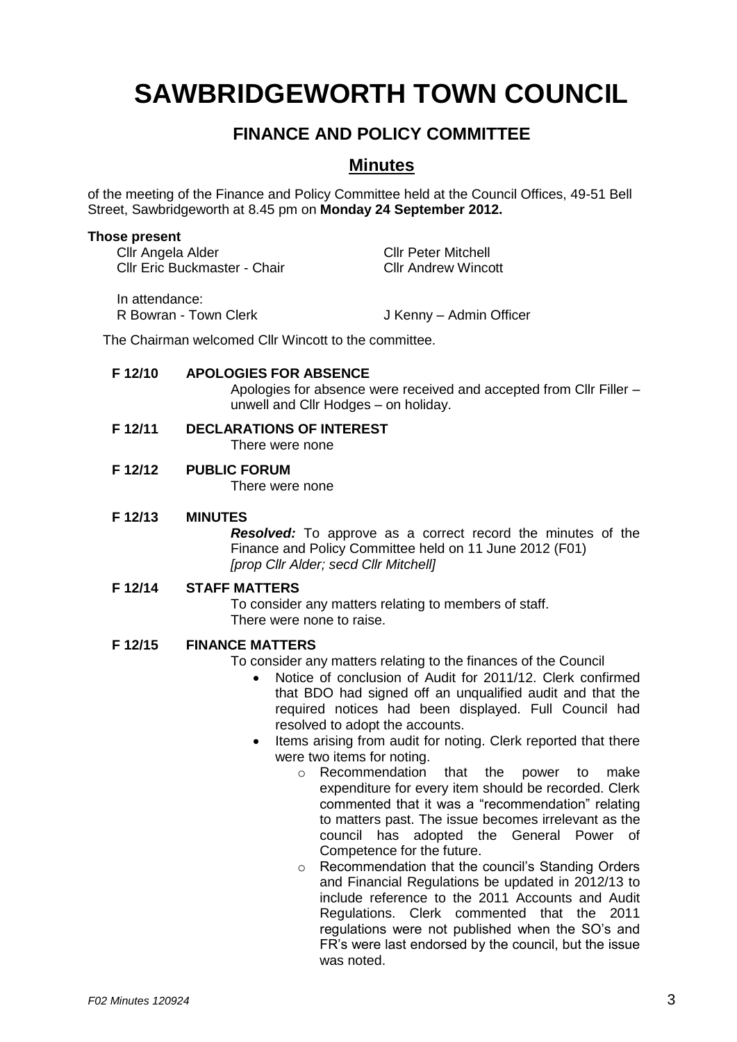# SAWBRIDGEWORTH TOWN COUNCIL

## FINANCE AND POLICY COMMITTEE

## Minutes

of the meeting of the Finance and Policy Committee held at the Council Offices, 49-51 Bell Street, Sawbridgeworth at 8.45 pm on **Monday 24 September 2012.**

**Those present**

Cllr Angela Alder
Cllr Eric Buckmaster - Chair
Cllr Peter Mitchell
Cllr Andrew Wincott

In attendance:
R Bowran - Town Clerk
J Kenny – Admin Officer

The Chairman welcomed Cllr Wincott to the committee.

**F 12/10 APOLOGIES FOR ABSENCE**

Apologies for absence were received and accepted from Cllr Filler – unwell and Cllr Hodges – on holiday.

**F 12/11 DECLARATIONS OF INTEREST**

There were none

**F 12/12 PUBLIC FORUM**

There were none

**F 12/13 MINUTES**

***Resolved:*** To approve as a correct record the minutes of the Finance and Policy Committee held on 11 June 2012 (F01)
*[prop Cllr Alder; secd Cllr Mitchell]*

**F 12/14 STAFF MATTERS**

To consider any matters relating to members of staff.
There were none to raise.

**F 12/15 FINANCE MATTERS**

To consider any matters relating to the finances of the Council

- Notice of conclusion of Audit for 2011/12. Clerk confirmed that BDO had signed off an unqualified audit and that the required notices had been displayed. Full Council had resolved to adopt the accounts.
- Items arising from audit for noting. Clerk reported that there were two items for noting.
  - Recommendation that the power to make expenditure for every item should be recorded. Clerk commented that it was a "recommendation" relating to matters past. The issue becomes irrelevant as the council has adopted the General Power of Competence for the future.
  - Recommendation that the council's Standing Orders and Financial Regulations be updated in 2012/13 to include reference to the 2011 Accounts and Audit Regulations. Clerk commented that the 2011 regulations were not published when the SO's and FR's were last endorsed by the council, but the issue was noted.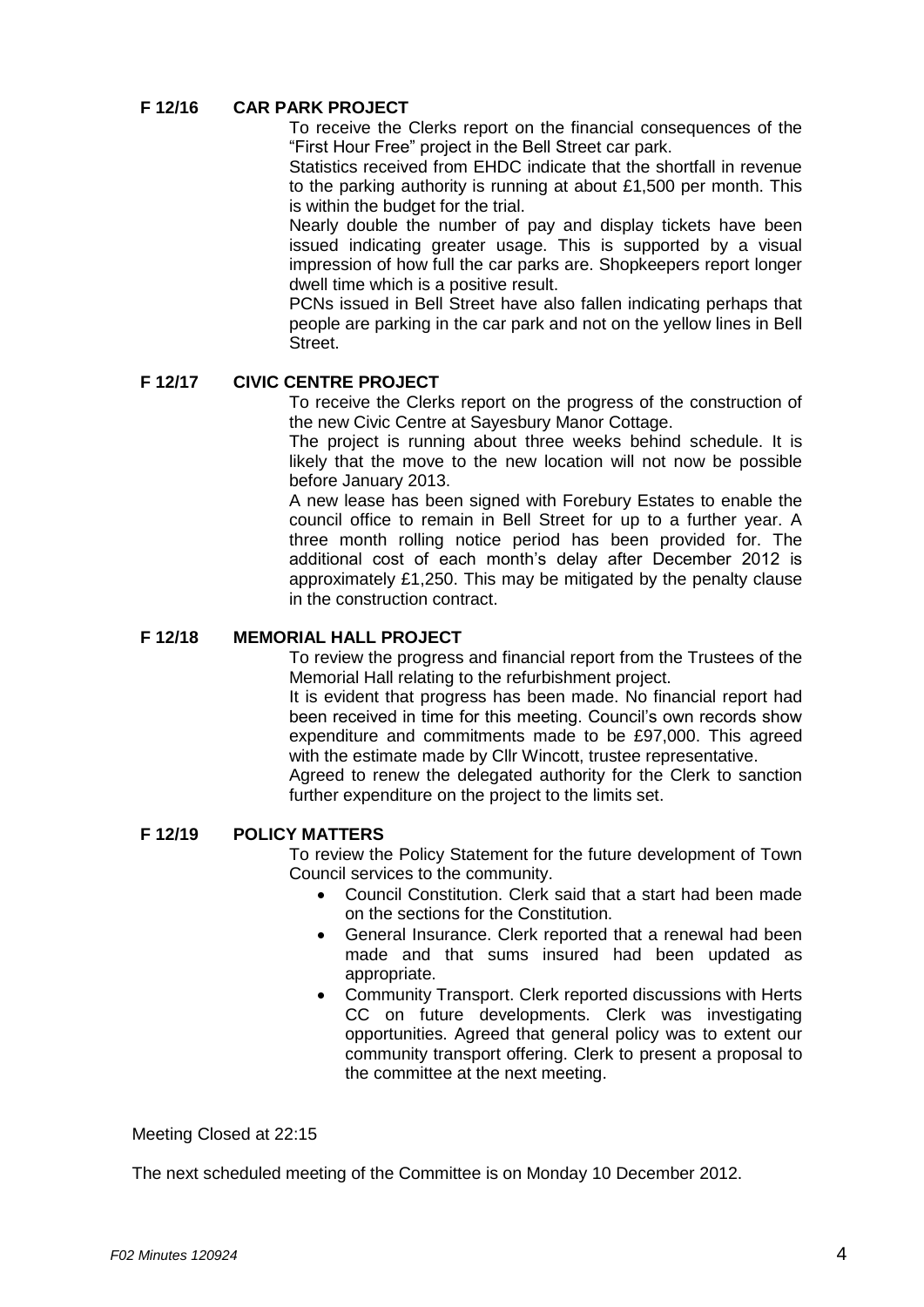## F 12/16 CAR PARK PROJECT

To receive the Clerks report on the financial consequences of the "First Hour Free" project in the Bell Street car park.

Statistics received from EHDC indicate that the shortfall in revenue to the parking authority is running at about £1,500 per month. This is within the budget for the trial.

Nearly double the number of pay and display tickets have been issued indicating greater usage. This is supported by a visual impression of how full the car parks are. Shopkeepers report longer dwell time which is a positive result.

PCNs issued in Bell Street have also fallen indicating perhaps that people are parking in the car park and not on the yellow lines in Bell Street.

## F 12/17 CIVIC CENTRE PROJECT

To receive the Clerks report on the progress of the construction of the new Civic Centre at Sayesbury Manor Cottage.

The project is running about three weeks behind schedule. It is likely that the move to the new location will not now be possible before January 2013.

A new lease has been signed with Forebury Estates to enable the council office to remain in Bell Street for up to a further year. A three month rolling notice period has been provided for. The additional cost of each month's delay after December 2012 is approximately £1,250. This may be mitigated by the penalty clause in the construction contract.

## F 12/18 MEMORIAL HALL PROJECT

To review the progress and financial report from the Trustees of the Memorial Hall relating to the refurbishment project.

It is evident that progress has been made. No financial report had been received in time for this meeting. Council's own records show expenditure and commitments made to be £97,000. This agreed with the estimate made by Cllr Wincott, trustee representative.

Agreed to renew the delegated authority for the Clerk to sanction further expenditure on the project to the limits set.

## F 12/19 POLICY MATTERS

To review the Policy Statement for the future development of Town Council services to the community.

- Council Constitution. Clerk said that a start had been made on the sections for the Constitution.
- General Insurance. Clerk reported that a renewal had been made and that sums insured had been updated as appropriate.
- Community Transport. Clerk reported discussions with Herts CC on future developments. Clerk was investigating opportunities. Agreed that general policy was to extent our community transport offering. Clerk to present a proposal to the committee at the next meeting.

Meeting Closed at 22:15

The next scheduled meeting of the Committee is on Monday 10 December 2012.